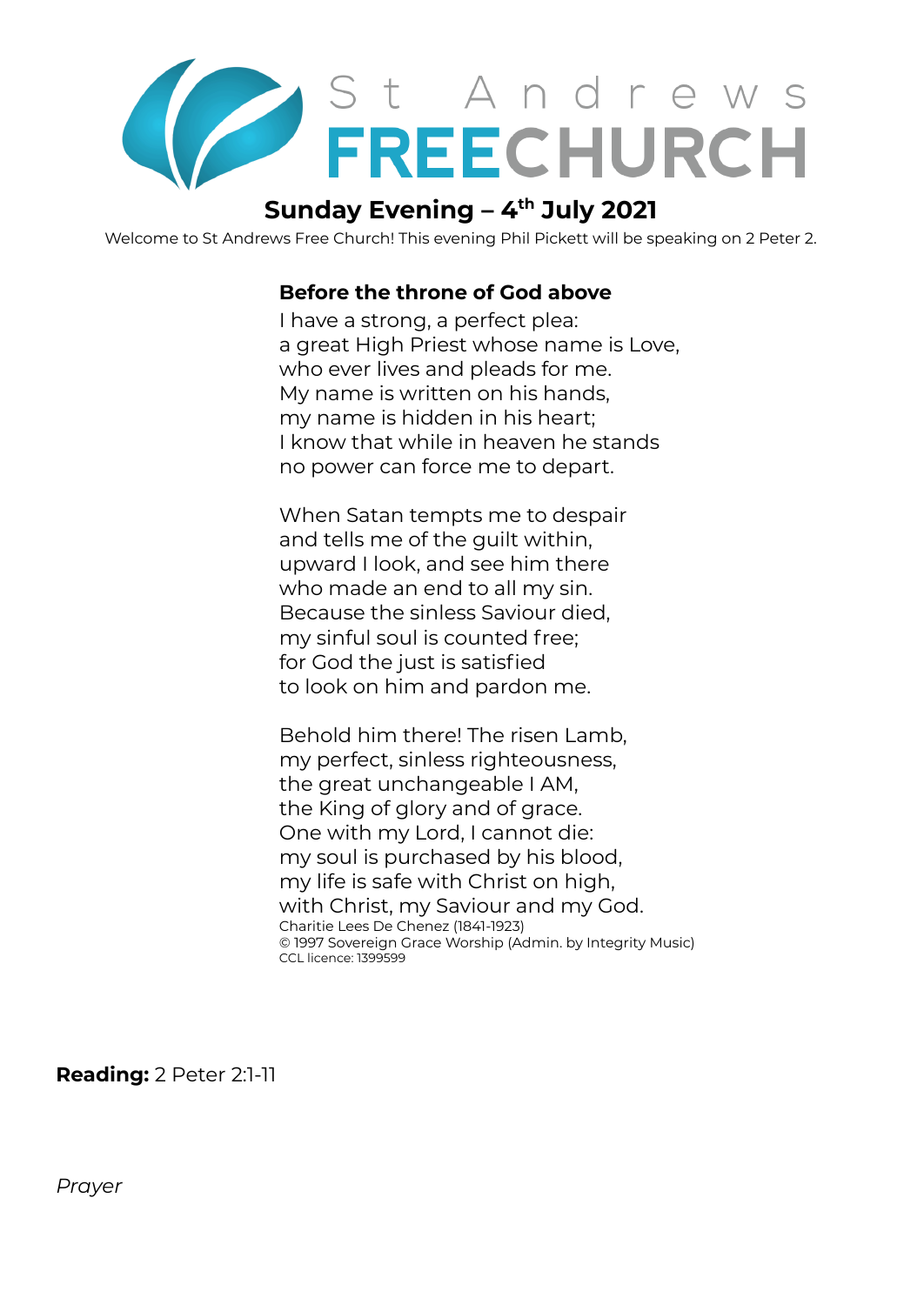# St Andrews FREECHURCH

## Sunday Evening – 4th July 2021

Welcome to St Andrews Free Church! This evening Phil Pickett will be speaking on 2 Peter 2.

**Before the throne of God above**
I have a strong, a perfect plea:
a great High Priest whose name is Love,
who ever lives and pleads for me.
My name is written on his hands,
my name is hidden in his heart;
I know that while in heaven he stands
no power can force me to depart.

When Satan tempts me to despair
and tells me of the guilt within,
upward I look, and see him there
who made an end to all my sin.
Because the sinless Saviour died,
my sinful soul is counted free;
for God the just is satisfied
to look on him and pardon me.

Behold him there! The risen Lamb,
my perfect, sinless righteousness,
the great unchangeable I AM,
the King of glory and of grace.
One with my Lord, I cannot die:
my soul is purchased by his blood,
my life is safe with Christ on high,
with Christ, my Saviour and my God.

Charitie Lees De Chenez (1841-1923)
© 1997 Sovereign Grace Worship (Admin. by Integrity Music)
CCL licence: 1399599

**Reading:** 2 Peter 2:1-11

*Prayer*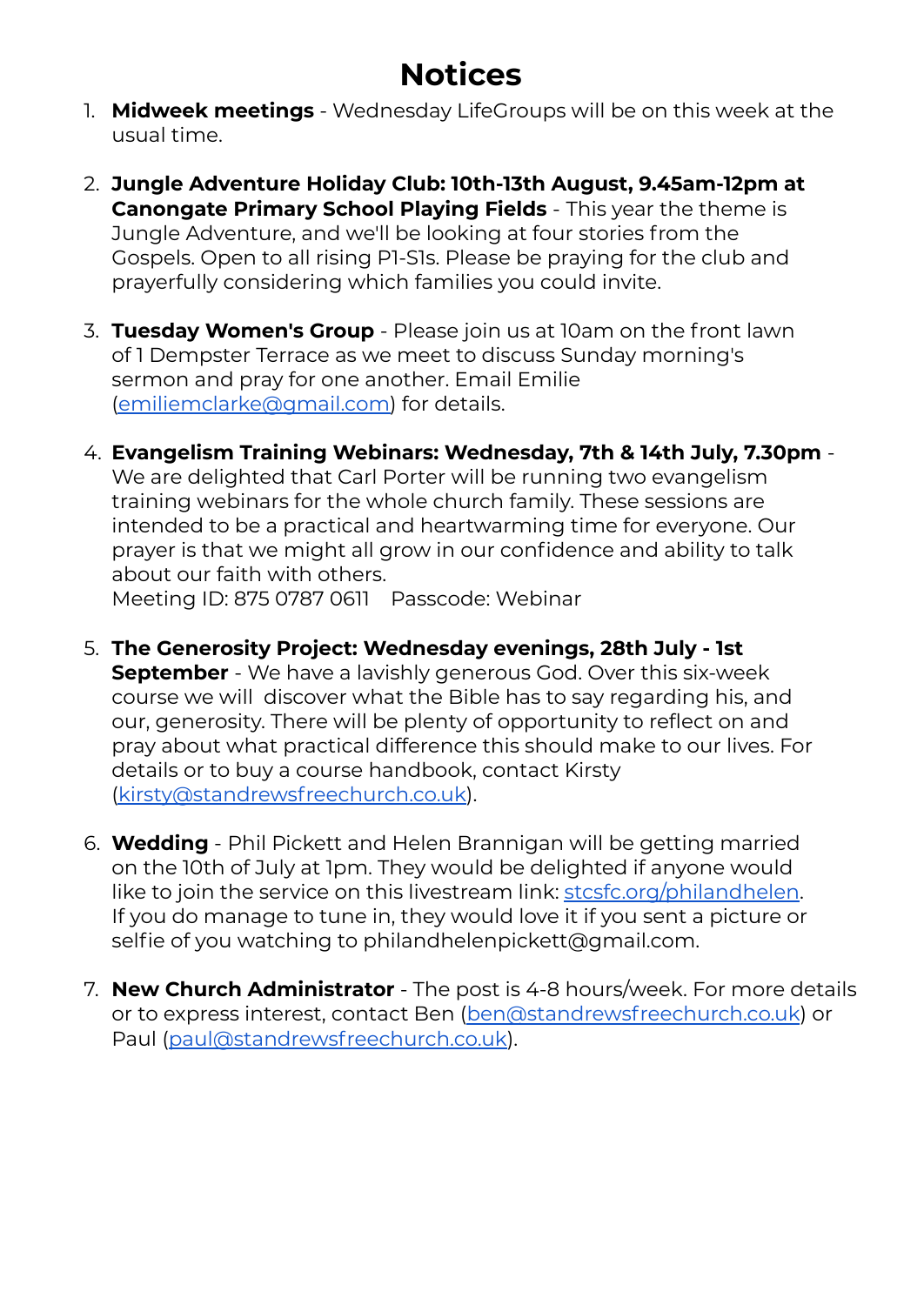# Notices

1. **Midweek meetings** - Wednesday LifeGroups will be on this week at the usual time.

2. **Jungle Adventure Holiday Club: 10th-13th August, 9.45am-12pm at Canongate Primary School Playing Fields** - This year the theme is Jungle Adventure, and we'll be looking at four stories from the Gospels. Open to all rising P1-S1s. Please be praying for the club and prayerfully considering which families you could invite.

3. **Tuesday Women's Group** - Please join us at 10am on the front lawn of 1 Dempster Terrace as we meet to discuss Sunday morning's sermon and pray for one another. Email Emilie ([emiliemclarke@gmail.com](mailto:emiliemclarke@gmail.com)) for details.

4. **Evangelism Training Webinars: Wednesday, 7th & 14th July, 7.30pm** - We are delighted that Carl Porter will be running two evangelism training webinars for the whole church family. These sessions are intended to be a practical and heartwarming time for everyone. Our prayer is that we might all grow in our confidence and ability to talk about our faith with others.
   Meeting ID: 875 0787 0611    Passcode: Webinar

5. **The Generosity Project: Wednesday evenings, 28th July - 1st September** - We have a lavishly generous God. Over this six-week course we will  discover what the Bible has to say regarding his, and our, generosity. There will be plenty of opportunity to reflect on and pray about what practical difference this should make to our lives. For details or to buy a course handbook, contact Kirsty ([kirsty@standrewsfreechurch.co.uk](mailto:kirsty@standrewsfreechurch.co.uk)).

6. **Wedding** - Phil Pickett and Helen Brannigan will be getting married on the 10th of July at 1pm. They would be delighted if anyone would like to join the service on this livestream link: [stcsfc.org/philandhelen](stcsfc.org/philandhelen). If you do manage to tune in, they would love it if you sent a picture or selfie of you watching to philandhelenpickett@gmail.com.

7. **New Church Administrator** - The post is 4-8 hours/week. For more details or to express interest, contact Ben ([ben@standrewsfreechurch.co.uk](mailto:ben@standrewsfreechurch.co.uk)) or Paul ([paul@standrewsfreechurch.co.uk](mailto:paul@standrewsfreechurch.co.uk)).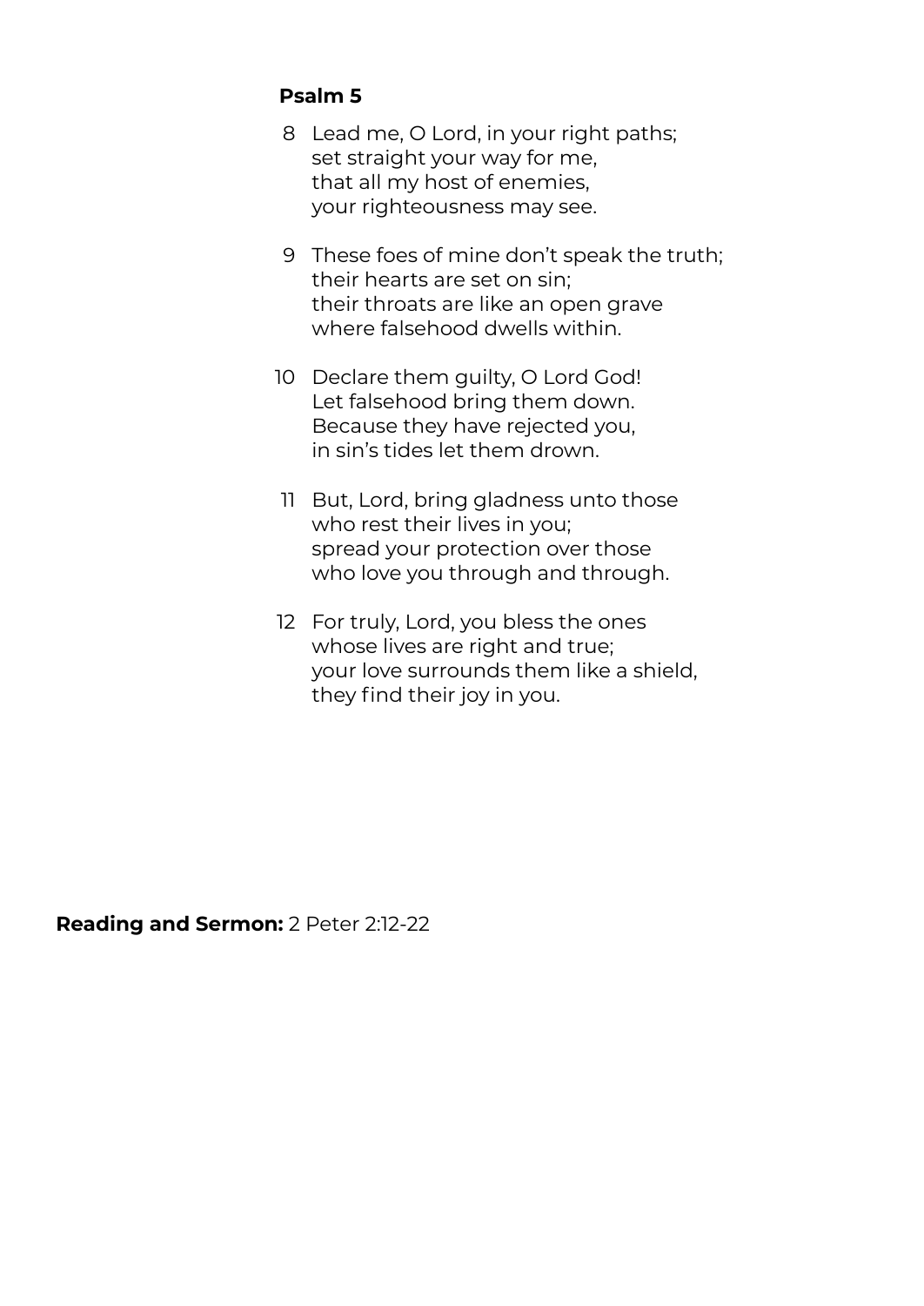**Psalm 5**

8 Lead me, O Lord, in your right paths;
set straight your way for me,
that all my host of enemies,
your righteousness may see.

9 These foes of mine don't speak the truth;
their hearts are set on sin;
their throats are like an open grave
where falsehood dwells within.

10 Declare them guilty, O Lord God!
Let falsehood bring them down.
Because they have rejected you,
in sin's tides let them drown.

11 But, Lord, bring gladness unto those
who rest their lives in you;
spread your protection over those
who love you through and through.

12 For truly, Lord, you bless the ones
whose lives are right and true;
your love surrounds them like a shield,
they find their joy in you.

**Reading and Sermon:** 2 Peter 2:12-22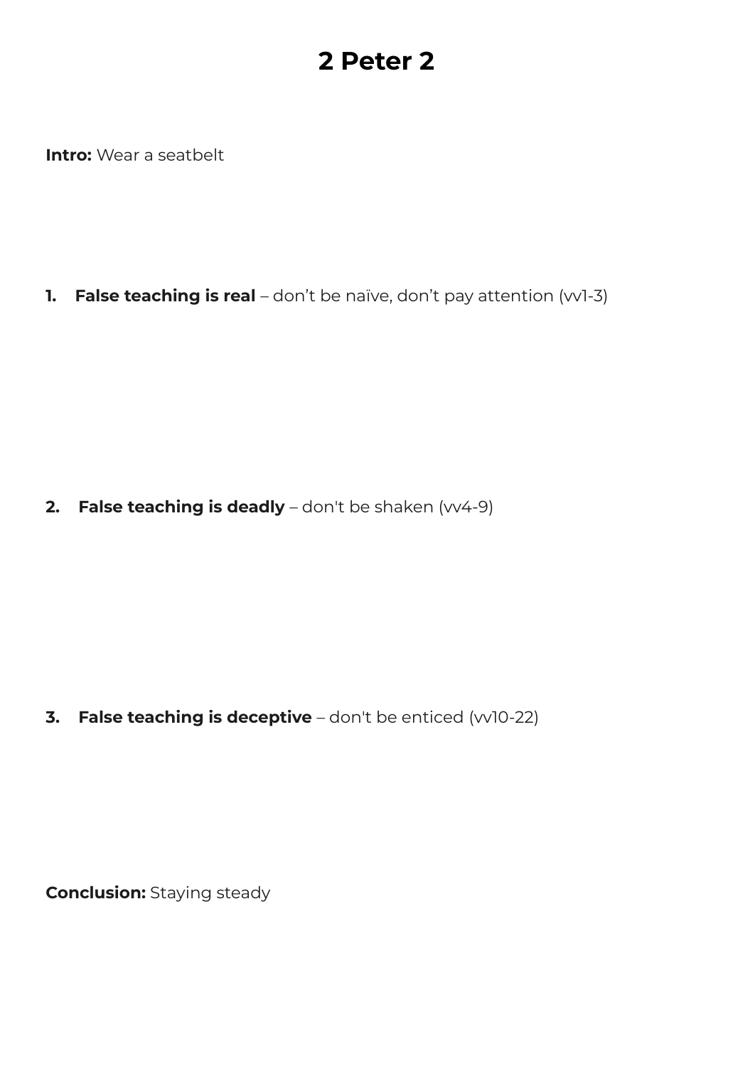# 2 Peter 2

**Intro:** Wear a seatbelt

1. **False teaching is real** – don’t be naïve, don’t pay attention (vv1-3)

2. **False teaching is deadly** – don't be shaken (vv4-9)

3. **False teaching is deceptive** – don't be enticed (vv10-22)

**Conclusion:** Staying steady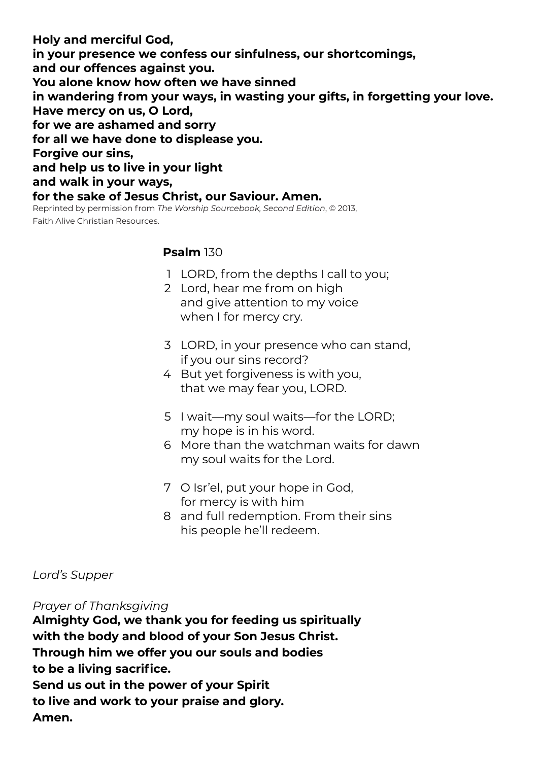**Holy and merciful God,**
**in your presence we confess our sinfulness, our shortcomings,**
**and our offences against you.**
**You alone know how often we have sinned**
**in wandering from your ways, in wasting your gifts, in forgetting your love.**
**Have mercy on us, O Lord,**
**for we are ashamed and sorry**
**for all we have done to displease you.**
**Forgive our sins,**
**and help us to live in your light**
**and walk in your ways,**
**for the sake of Jesus Christ, our Saviour. Amen.**

Reprinted by permission from *The Worship Sourcebook, Second Edition*, © 2013, Faith Alive Christian Resources.

**Psalm** 130

1 LORD, from the depths I call to you;
2 Lord, hear me from on high
and give attention to my voice
when I for mercy cry.

3 LORD, in your presence who can stand,
if you our sins record?
4 But yet forgiveness is with you,
that we may fear you, LORD.

5 I wait—my soul waits—for the LORD;
my hope is in his word.
6 More than the watchman waits for dawn
my soul waits for the Lord.

7 O Isr'el, put your hope in God,
for mercy is with him
8 and full redemption. From their sins
his people he'll redeem.

*Lord's Supper*

*Prayer of Thanksgiving*

**Almighty God, we thank you for feeding us spiritually**
**with the body and blood of your Son Jesus Christ.**
**Through him we offer you our souls and bodies**
**to be a living sacrifice.**
**Send us out in the power of your Spirit**
**to live and work to your praise and glory.**
**Amen.**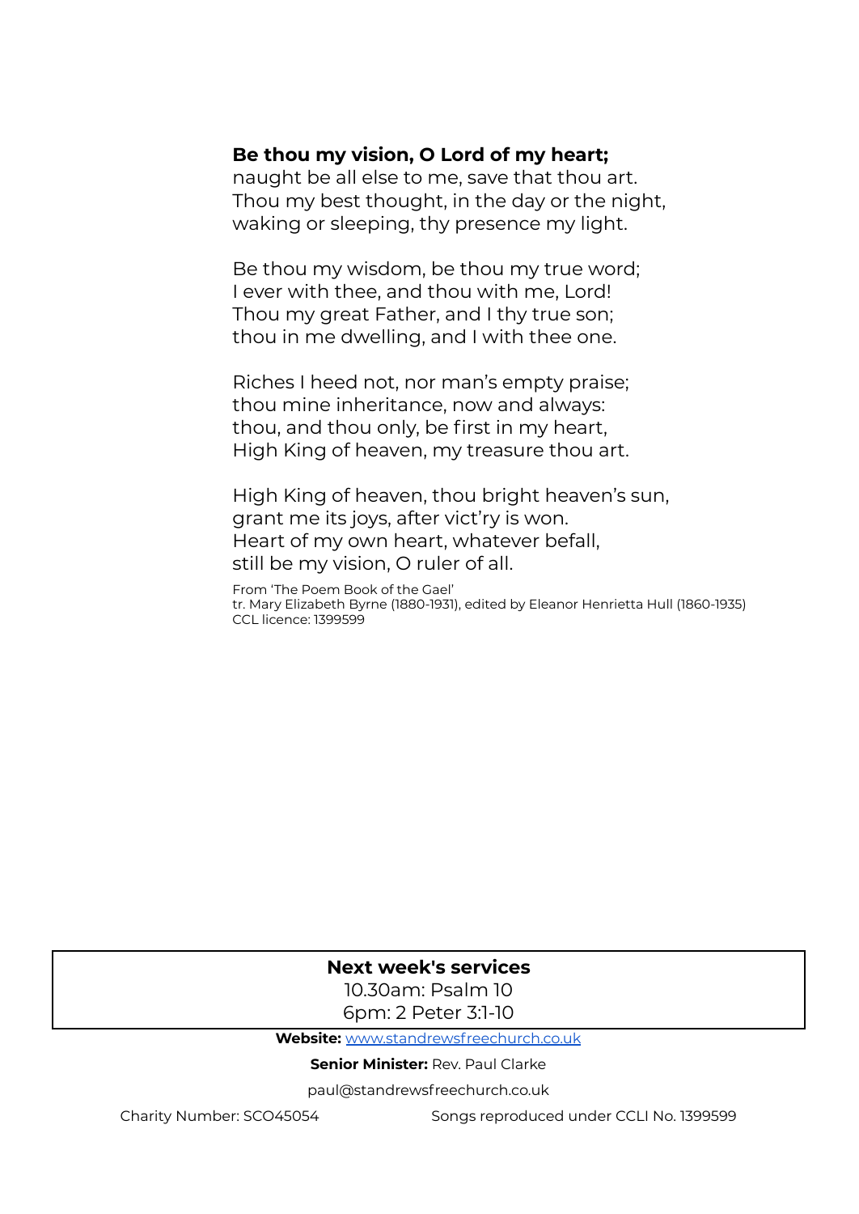**Be thou my vision, O Lord of my heart;**
naught be all else to me, save that thou art.
Thou my best thought, in the day or the night,
waking or sleeping, thy presence my light.

Be thou my wisdom, be thou my true word;
I ever with thee, and thou with me, Lord!
Thou my great Father, and I thy true son;
thou in me dwelling, and I with thee one.

Riches I heed not, nor man's empty praise;
thou mine inheritance, now and always:
thou, and thou only, be first in my heart,
High King of heaven, my treasure thou art.

High King of heaven, thou bright heaven's sun,
grant me its joys, after vict'ry is won.
Heart of my own heart, whatever befall,
still be my vision, O ruler of all.

From 'The Poem Book of the Gael'
tr. Mary Elizabeth Byrne (1880-1931), edited by Eleanor Henrietta Hull (1860-1935)
CCL licence: 1399599

**Next week's services**

10.30am: Psalm 10

6pm: 2 Peter 3:1-10

**Website:** [www.standrewsfreechurch.co.uk](http://www.standrewsfreechurch.co.uk)

**Senior Minister:** Rev. Paul Clarke

paul@standrewsfreechurch.co.uk

Charity Number: SCO45054 Songs reproduced under CCLI No. 1399599